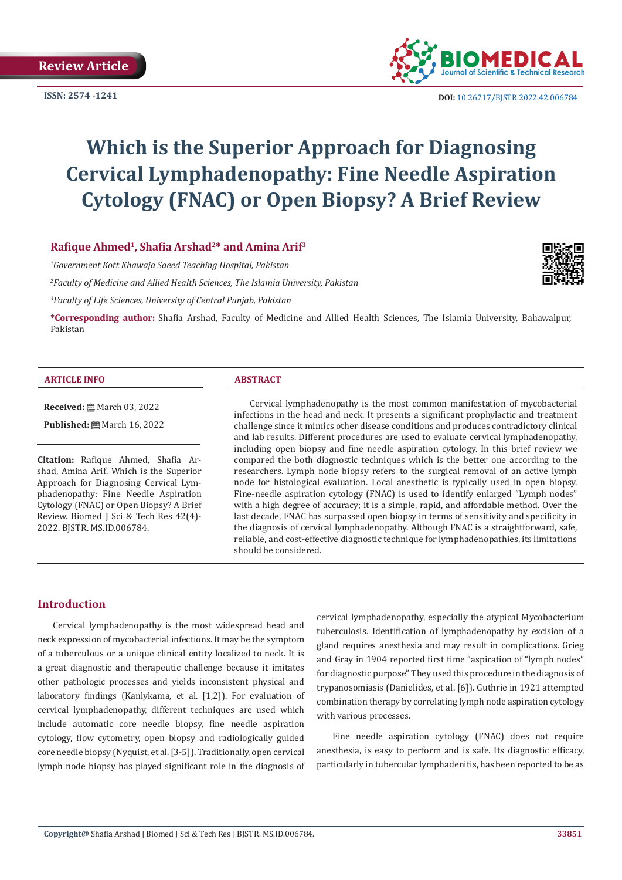Review Article

ISSN: 2574 -1241

DOI: 10.26717/BJSTR.2022.42.006784

# Which is the Superior Approach for Diagnosing Cervical Lymphadenopathy: Fine Needle Aspiration Cytology (FNAC) or Open Biopsy? A Brief Review

**Rafique Ahmed[1], Shafia Arshad[2]* and Amina Arif[3]**

[1]*Government Kott Khawaja Saeed Teaching Hospital, Pakistan*

[2]*Faculty of Medicine and Allied Health Sciences, The Islamia University, Pakistan*

[3]*Faculty of Life Sciences, University of Central Punjab, Pakistan*

**\*Corresponding author:** Shafia Arshad, Faculty of Medicine and Allied Health Sciences, The Islamia University, Bahawalpur, Pakistan

## ARTICLE INFO

**Received:** March 03, 2022

**Published:** March 16, 2022

**Citation:** Rafique Ahmed, Shafia Arshad, Amina Arif. Which is the Superior Approach for Diagnosing Cervical Lymphadenopathy: Fine Needle Aspiration Cytology (FNAC) or Open Biopsy? A Brief Review. Biomed J Sci & Tech Res 42(4)-2022. BJSTR. MS.ID.006784.

## ABSTRACT

Cervical lymphadenopathy is the most common manifestation of mycobacterial infections in the head and neck. It presents a significant prophylactic and treatment challenge since it mimics other disease conditions and produces contradictory clinical and lab results. Different procedures are used to evaluate cervical lymphadenopathy, including open biopsy and fine needle aspiration cytology. In this brief review we compared the both diagnostic techniques which is the better one according to the researchers. Lymph node biopsy refers to the surgical removal of an active lymph node for histological evaluation. Local anesthetic is typically used in open biopsy. Fine-needle aspiration cytology (FNAC) is used to identify enlarged "Lymph nodes" with a high degree of accuracy; it is a simple, rapid, and affordable method. Over the last decade, FNAC has surpassed open biopsy in terms of sensitivity and specificity in the diagnosis of cervical lymphadenopathy. Although FNAC is a straightforward, safe, reliable, and cost-effective diagnostic technique for lymphadenopathies, its limitations should be considered.

## Introduction

Cervical lymphadenopathy is the most widespread head and neck expression of mycobacterial infections. It may be the symptom of a tuberculous or a unique clinical entity localized to neck. It is a great diagnostic and therapeutic challenge because it imitates other pathologic processes and yields inconsistent physical and laboratory findings (Kanlykama, et al. [1,2]). For evaluation of cervical lymphadenopathy, different techniques are used which include automatic core needle biopsy, fine needle aspiration cytology, flow cytometry, open biopsy and radiologically guided core needle biopsy (Nyquist, et al. [3-5]). Traditionally, open cervical lymph node biopsy has played significant role in the diagnosis of cervical lymphadenopathy, especially the atypical Mycobacterium tuberculosis. Identification of lymphadenopathy by excision of a gland requires anesthesia and may result in complications. Grieg and Gray in 1904 reported first time "aspiration of "lymph nodes" for diagnostic purpose" They used this procedure in the diagnosis of trypanosomiasis (Danielides, et al. [6]). Guthrie in 1921 attempted combination therapy by correlating lymph node aspiration cytology with various processes.

Fine needle aspiration cytology (FNAC) does not require anesthesia, is easy to perform and is safe. Its diagnostic efficacy, particularly in tubercular lymphadenitis, has been reported to be as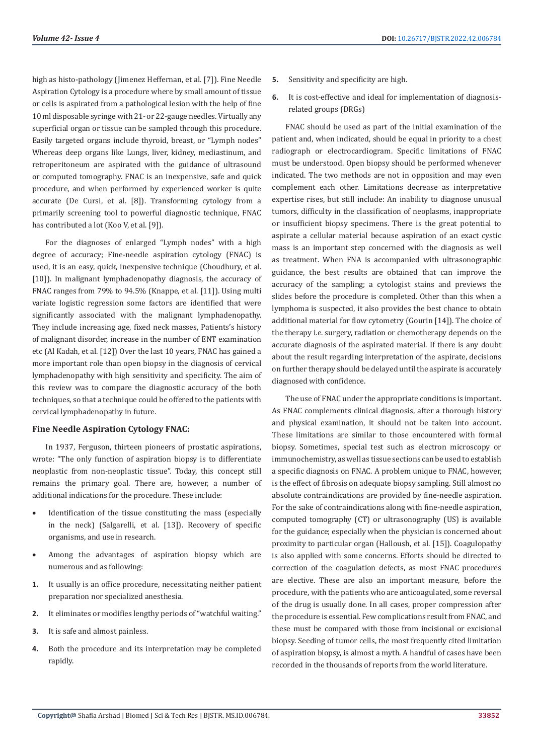high as histo-pathology (Jimenez Heffernan, et al. [7]). Fine Needle Aspiration Cytology is a procedure where by small amount of tissue or cells is aspirated from a pathological lesion with the help of fine 10 ml disposable syringe with 21- or 22-gauge needles. Virtually any superficial organ or tissue can be sampled through this procedure. Easily targeted organs include thyroid, breast, or "Lymph nodes" Whereas deep organs like Lungs, liver, kidney, mediastinum, and retroperitoneum are aspirated with the guidance of ultrasound or computed tomography. FNAC is an inexpensive, safe and quick procedure, and when performed by experienced worker is quite accurate (De Cursi, et al. [8]). Transforming cytology from a primarily screening tool to powerful diagnostic technique, FNAC has contributed a lot (Koo V, et al. [9]).

For the diagnoses of enlarged "Lymph nodes" with a high degree of accuracy; Fine-needle aspiration cytology (FNAC) is used, it is an easy, quick, inexpensive technique (Choudhury, et al. [10]). In malignant lymphadenopathy diagnosis, the accuracy of FNAC ranges from 79% to 94.5% (Knappe, et al. [11]). Using multi variate logistic regression some factors are identified that were significantly associated with the malignant lymphadenopathy. They include increasing age, fixed neck masses, Patients's history of malignant disorder, increase in the number of ENT examination etc (Al Kadah, et al. [12]) Over the last 10 years, FNAC has gained a more important role than open biopsy in the diagnosis of cervical lymphadenopathy with high sensitivity and specificity. The aim of this review was to compare the diagnostic accuracy of the both techniques, so that a technique could be offered to the patients with cervical lymphadenopathy in future.

## Fine Needle Aspiration Cytology FNAC:

In 1937, Ferguson, thirteen pioneers of prostatic aspirations, wrote: "The only function of aspiration biopsy is to differentiate neoplastic from non-neoplastic tissue". Today, this concept still remains the primary goal. There are, however, a number of additional indications for the procedure. These include:

- Identification of the tissue constituting the mass (especially in the neck) (Salgarelli, et al. [13]). Recovery of specific organisms, and use in research.
- Among the advantages of aspiration biopsy which are numerous and as following:

1. It usually is an office procedure, necessitating neither patient preparation nor specialized anesthesia.
2. It eliminates or modifies lengthy periods of "watchful waiting."
3. It is safe and almost painless.
4. Both the procedure and its interpretation may be completed rapidly.
5. Sensitivity and specificity are high.
6. It is cost-effective and ideal for implementation of diagnosis-related groups (DRGs)

FNAC should be used as part of the initial examination of the patient and, when indicated, should be equal in priority to a chest radiograph or electrocardiogram. Specific limitations of FNAC must be understood. Open biopsy should be performed whenever indicated. The two methods are not in opposition and may even complement each other. Limitations decrease as interpretative expertise rises, but still include: An inability to diagnose unusual tumors, difficulty in the classification of neoplasms, inappropriate or insufficient biopsy specimens. There is the great potential to aspirate a cellular material because aspiration of an exact cystic mass is an important step concerned with the diagnosis as well as treatment. When FNA is accompanied with ultrasonographic guidance, the best results are obtained that can improve the accuracy of the sampling; a cytologist stains and previews the slides before the procedure is completed. Other than this when a lymphoma is suspected, it also provides the best chance to obtain additional material for flow cytometry (Gourin [14]). The choice of the therapy i.e. surgery, radiation or chemotherapy depends on the accurate diagnosis of the aspirated material. If there is any doubt about the result regarding interpretation of the aspirate, decisions on further therapy should be delayed until the aspirate is accurately diagnosed with confidence.

The use of FNAC under the appropriate conditions is important. As FNAC complements clinical diagnosis, after a thorough history and physical examination, it should not be taken into account. These limitations are similar to those encountered with formal biopsy. Sometimes, special test such as electron microscopy or immunochemistry, as well as tissue sections can be used to establish a specific diagnosis on FNAC. A problem unique to FNAC, however, is the effect of fibrosis on adequate biopsy sampling. Still almost no absolute contraindications are provided by fine-needle aspiration. For the sake of contraindications along with fine-needle aspiration, computed tomography (CT) or ultrasonography (US) is available for the guidance; especially when the physician is concerned about proximity to particular organ (Halloush, et al. [15]). Coagulopathy is also applied with some concerns. Efforts should be directed to correction of the coagulation defects, as most FNAC procedures are elective. These are also an important measure, before the procedure, with the patients who are anticoagulated, some reversal of the drug is usually done. In all cases, proper compression after the procedure is essential. Few complications result from FNAC, and these must be compared with those from incisional or excisional biopsy. Seeding of tumor cells, the most frequently cited limitation of aspiration biopsy, is almost a myth. A handful of cases have been recorded in the thousands of reports from the world literature.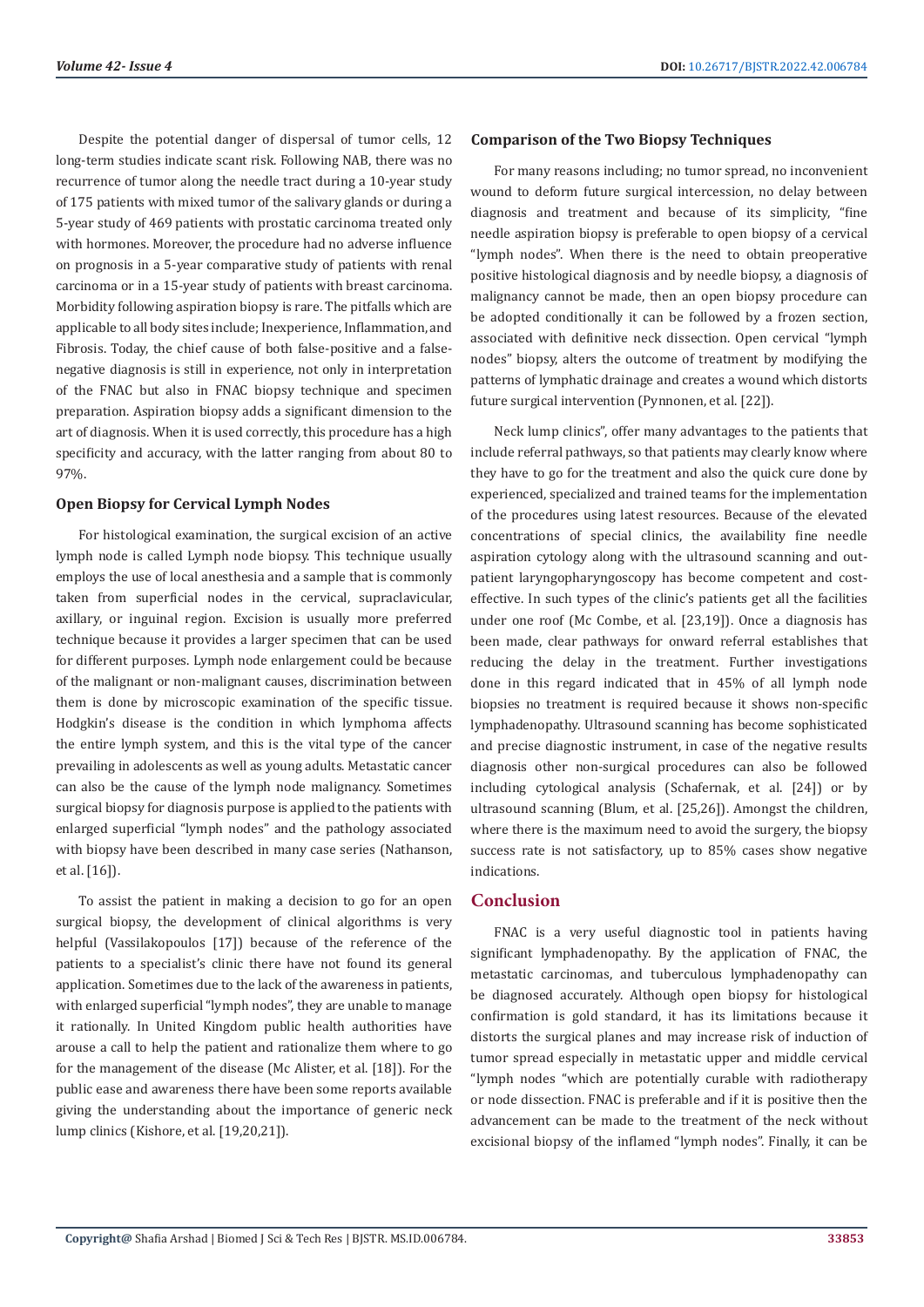Despite the potential danger of dispersal of tumor cells, 12 long-term studies indicate scant risk. Following NAB, there was no recurrence of tumor along the needle tract during a 10-year study of 175 patients with mixed tumor of the salivary glands or during a 5-year study of 469 patients with prostatic carcinoma treated only with hormones. Moreover, the procedure had no adverse influence on prognosis in a 5-year comparative study of patients with renal carcinoma or in a 15-year study of patients with breast carcinoma. Morbidity following aspiration biopsy is rare. The pitfalls which are applicable to all body sites include; Inexperience, Inflammation, and Fibrosis. Today, the chief cause of both false-positive and a false-negative diagnosis is still in experience, not only in interpretation of the FNAC but also in FNAC biopsy technique and specimen preparation. Aspiration biopsy adds a significant dimension to the art of diagnosis. When it is used correctly, this procedure has a high specificity and accuracy, with the latter ranging from about 80 to 97%.

### Open Biopsy for Cervical Lymph Nodes

For histological examination, the surgical excision of an active lymph node is called Lymph node biopsy. This technique usually employs the use of local anesthesia and a sample that is commonly taken from superficial nodes in the cervical, supraclavicular, axillary, or inguinal region. Excision is usually more preferred technique because it provides a larger specimen that can be used for different purposes. Lymph node enlargement could be because of the malignant or non-malignant causes, discrimination between them is done by microscopic examination of the specific tissue. Hodgkin's disease is the condition in which lymphoma affects the entire lymph system, and this is the vital type of the cancer prevailing in adolescents as well as young adults. Metastatic cancer can also be the cause of the lymph node malignancy. Sometimes surgical biopsy for diagnosis purpose is applied to the patients with enlarged superficial "lymph nodes" and the pathology associated with biopsy have been described in many case series (Nathanson, et al. [16]).

To assist the patient in making a decision to go for an open surgical biopsy, the development of clinical algorithms is very helpful (Vassilakopoulos [17]) because of the reference of the patients to a specialist's clinic there have not found its general application. Sometimes due to the lack of the awareness in patients, with enlarged superficial "lymph nodes", they are unable to manage it rationally. In United Kingdom public health authorities have arouse a call to help the patient and rationalize them where to go for the management of the disease (Mc Alister, et al. [18]). For the public ease and awareness there have been some reports available giving the understanding about the importance of generic neck lump clinics (Kishore, et al. [19,20,21]).

### Comparison of the Two Biopsy Techniques

For many reasons including; no tumor spread, no inconvenient wound to deform future surgical intercession, no delay between diagnosis and treatment and because of its simplicity, "fine needle aspiration biopsy is preferable to open biopsy of a cervical "lymph nodes". When there is the need to obtain preoperative positive histological diagnosis and by needle biopsy, a diagnosis of malignancy cannot be made, then an open biopsy procedure can be adopted conditionally it can be followed by a frozen section, associated with definitive neck dissection. Open cervical "lymph nodes" biopsy, alters the outcome of treatment by modifying the patterns of lymphatic drainage and creates a wound which distorts future surgical intervention (Pynnonen, et al. [22]).

Neck lump clinics", offer many advantages to the patients that include referral pathways, so that patients may clearly know where they have to go for the treatment and also the quick cure done by experienced, specialized and trained teams for the implementation of the procedures using latest resources. Because of the elevated concentrations of special clinics, the availability fine needle aspiration cytology along with the ultrasound scanning and out-patient laryngopharyngoscopy has become competent and cost-effective. In such types of the clinic's patients get all the facilities under one roof (Mc Combe, et al. [23,19]). Once a diagnosis has been made, clear pathways for onward referral establishes that reducing the delay in the treatment. Further investigations done in this regard indicated that in 45% of all lymph node biopsies no treatment is required because it shows non-specific lymphadenopathy. Ultrasound scanning has become sophisticated and precise diagnostic instrument, in case of the negative results diagnosis other non-surgical procedures can also be followed including cytological analysis (Schafernak, et al. [24]) or by ultrasound scanning (Blum, et al. [25,26]). Amongst the children, where there is the maximum need to avoid the surgery, the biopsy success rate is not satisfactory, up to 85% cases show negative indications.

## Conclusion

FNAC is a very useful diagnostic tool in patients having significant lymphadenopathy. By the application of FNAC, the metastatic carcinomas, and tuberculous lymphadenopathy can be diagnosed accurately. Although open biopsy for histological confirmation is gold standard, it has its limitations because it distorts the surgical planes and may increase risk of induction of tumor spread especially in metastatic upper and middle cervical "lymph nodes "which are potentially curable with radiotherapy or node dissection. FNAC is preferable and if it is positive then the advancement can be made to the treatment of the neck without excisional biopsy of the inflamed "lymph nodes". Finally, it can be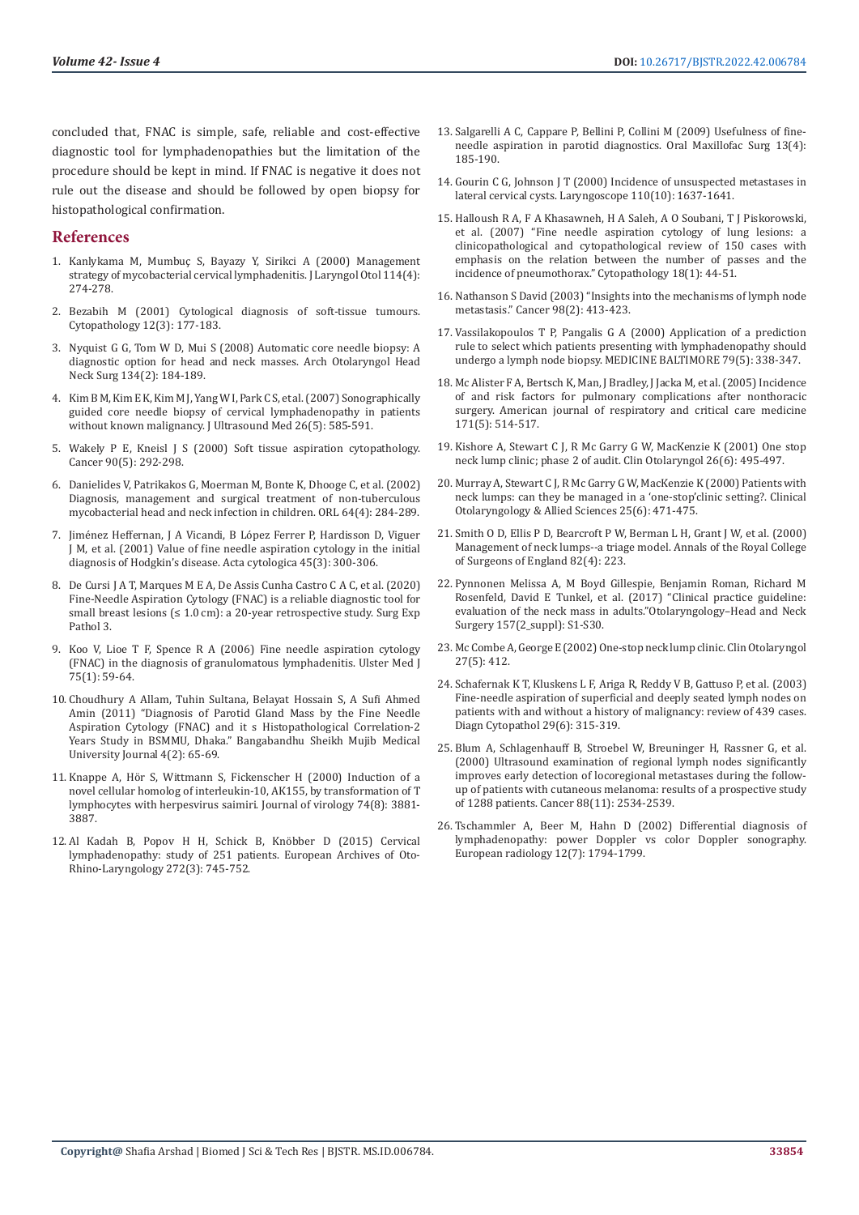concluded that, FNAC is simple, safe, reliable and cost-effective diagnostic tool for lymphadenopathies but the limitation of the procedure should be kept in mind. If FNAC is negative it does not rule out the disease and should be followed by open biopsy for histopathological confirmation.

## References

1. Kanlykama M, Mumbuç S, Bayazy Y, Sirikci A (2000) Management strategy of mycobacterial cervical lymphadenitis. J Laryngol Otol 114(4): 274-278.
2. Bezabih M (2001) Cytological diagnosis of soft-tissue tumours. Cytopathology 12(3): 177-183.
3. Nyquist G G, Tom W D, Mui S (2008) Automatic core needle biopsy: A diagnostic option for head and neck masses. Arch Otolaryngol Head Neck Surg 134(2): 184-189.
4. Kim B M, Kim E K, Kim M J, Yang W I, Park C S, et al. (2007) Sonographically guided core needle biopsy of cervical lymphadenopathy in patients without known malignancy. J Ultrasound Med 26(5): 585-591.
5. Wakely P E, Kneisl J S (2000) Soft tissue aspiration cytopathology. Cancer 90(5): 292-298.
6. Danielides V, Patrikakos G, Moerman M, Bonte K, Dhooge C, et al. (2002) Diagnosis, management and surgical treatment of non-tuberculous mycobacterial head and neck infection in children. ORL 64(4): 284-289.
7. Jiménez Heffernan, J A Vicandi, B López Ferrer P, Hardisson D, Viguer J M, et al. (2001) Value of fine needle aspiration cytology in the initial diagnosis of Hodgkin's disease. Acta cytologica 45(3): 300-306.
8. De Cursi J A T, Marques M E A, De Assis Cunha Castro C A C, et al. (2020) Fine-Needle Aspiration Cytology (FNAC) is a reliable diagnostic tool for small breast lesions (≤ 1.0 cm): a 20-year retrospective study. Surg Exp Pathol 3.
9. Koo V, Lioe T F, Spence R A (2006) Fine needle aspiration cytology (FNAC) in the diagnosis of granulomatous lymphadenitis. Ulster Med J 75(1): 59-64.
10. Choudhury A Allam, Tuhin Sultana, Belayat Hossain S, A Sufi Ahmed Amin (2011) "Diagnosis of Parotid Gland Mass by the Fine Needle Aspiration Cytology (FNAC) and it s Histopathological Correlation-2 Years Study in BSMMU, Dhaka." Bangabandhu Sheikh Mujib Medical University Journal 4(2): 65-69.
11. Knappe A, Hör S, Wittmann S, Fickenscher H (2000) Induction of a novel cellular homolog of interleukin-10, AK155, by transformation of T lymphocytes with herpesvirus saimiri. Journal of virology 74(8): 3881-3887.
12. Al Kadah B, Popov H H, Schick B, Knöbber D (2015) Cervical lymphadenopathy: study of 251 patients. European Archives of Oto-Rhino-Laryngology 272(3): 745-752.
13. Salgarelli A C, Cappare P, Bellini P, Collini M (2009) Usefulness of fine-needle aspiration in parotid diagnostics. Oral Maxillofac Surg 13(4): 185-190.
14. Gourin C G, Johnson J T (2000) Incidence of unsuspected metastases in lateral cervical cysts. Laryngoscope 110(10): 1637-1641.
15. Halloush R A, F A Khasawneh, H A Saleh, A O Soubani, T J Piskorowski, et al. (2007) "Fine needle aspiration cytology of lung lesions: a clinicopathological and cytopathological review of 150 cases with emphasis on the relation between the number of passes and the incidence of pneumothorax." Cytopathology 18(1): 44-51.
16. Nathanson S David (2003) "Insights into the mechanisms of lymph node metastasis." Cancer 98(2): 413-423.
17. Vassilakopoulos T P, Pangalis G A (2000) Application of a prediction rule to select which patients presenting with lymphadenopathy should undergo a lymph node biopsy. MEDICINE BALTIMORE 79(5): 338-347.
18. Mc Alister F A, Bertsch K, Man, J Bradley, J Jacka M, et al. (2005) Incidence of and risk factors for pulmonary complications after nonthoracic surgery. American journal of respiratory and critical care medicine 171(5): 514-517.
19. Kishore A, Stewart C J, R Mc Garry G W, MacKenzie K (2001) One stop neck lump clinic; phase 2 of audit. Clin Otolaryngol 26(6): 495-497.
20. Murray A, Stewart C J, R Mc Garry G W, MacKenzie K (2000) Patients with neck lumps: can they be managed in a 'one-stop'clinic setting?. Clinical Otolaryngology & Allied Sciences 25(6): 471-475.
21. Smith O D, Ellis P D, Bearcroft P W, Berman L H, Grant J W, et al. (2000) Management of neck lumps--a triage model. Annals of the Royal College of Surgeons of England 82(4): 223.
22. Pynnonen Melissa A, M Boyd Gillespie, Benjamin Roman, Richard M Rosenfeld, David E Tunkel, et al. (2017) "Clinical practice guideline: evaluation of the neck mass in adults."Otolaryngology–Head and Neck Surgery 157(2_suppl): S1-S30.
23. Mc Combe A, George E (2002) One-stop neck lump clinic. Clin Otolaryngol 27(5): 412.
24. Schafernak K T, Kluskens L F, Ariga R, Reddy V B, Gattuso P, et al. (2003) Fine-needle aspiration of superficial and deeply seated lymph nodes on patients with and without a history of malignancy: review of 439 cases. Diagn Cytopathol 29(6): 315-319.
25. Blum A, Schlagenhauff B, Stroebel W, Breuninger H, Rassner G, et al. (2000) Ultrasound examination of regional lymph nodes significantly improves early detection of locoregional metastases during the follow-up of patients with cutaneous melanoma: results of a prospective study of 1288 patients. Cancer 88(11): 2534-2539.
26. Tschammler A, Beer M, Hahn D (2002) Differential diagnosis of lymphadenopathy: power Doppler vs color Doppler sonography. European radiology 12(7): 1794-1799.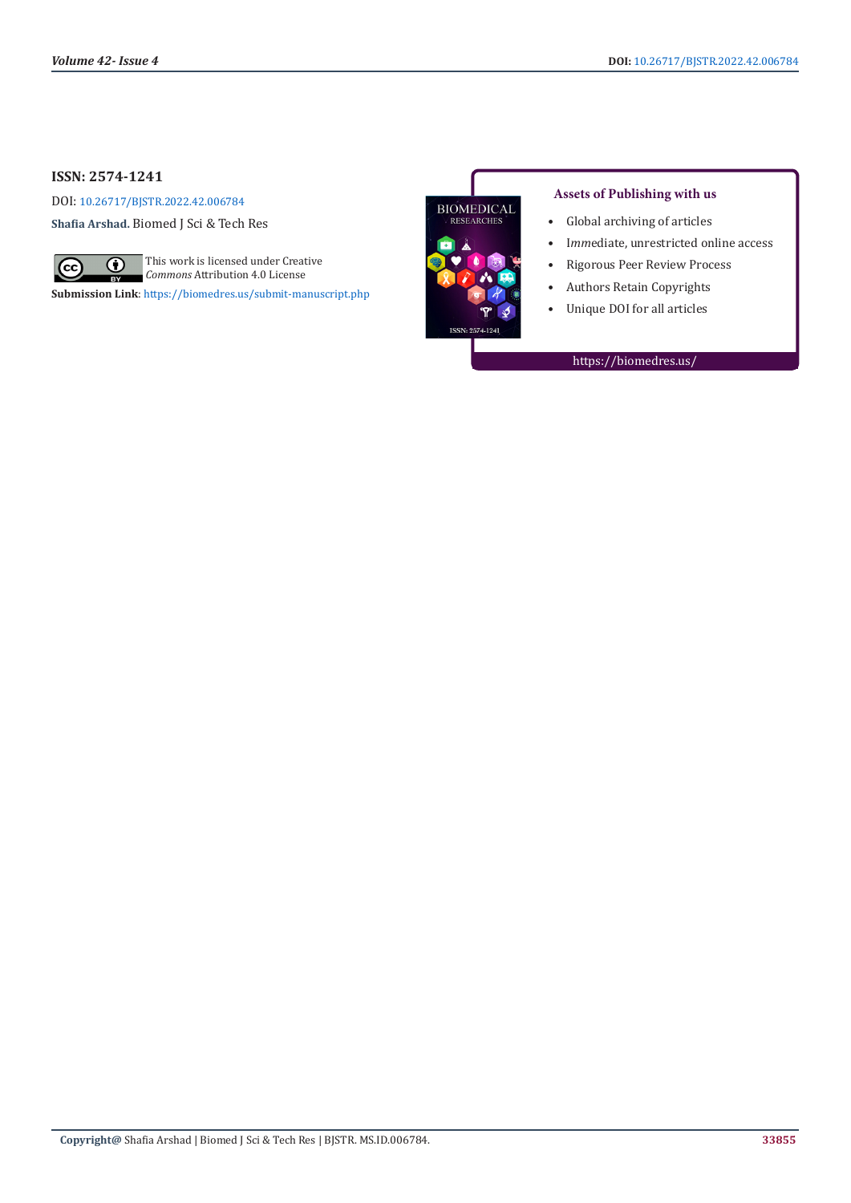**ISSN: 2574-1241**

DOI: 10.26717/BJSTR.2022.42.006784

**Shafia Arshad.** Biomed J Sci & Tech Res

This work is licensed under Creative *Commons* Attribution 4.0 License

**Submission Link**: https://biomedres.us/submit-manuscript.php

### Assets of Publishing with us

- Global archiving of articles
- Immediate, unrestricted online access
- Rigorous Peer Review Process
- Authors Retain Copyrights
- Unique DOI for all articles

https://biomedres.us/